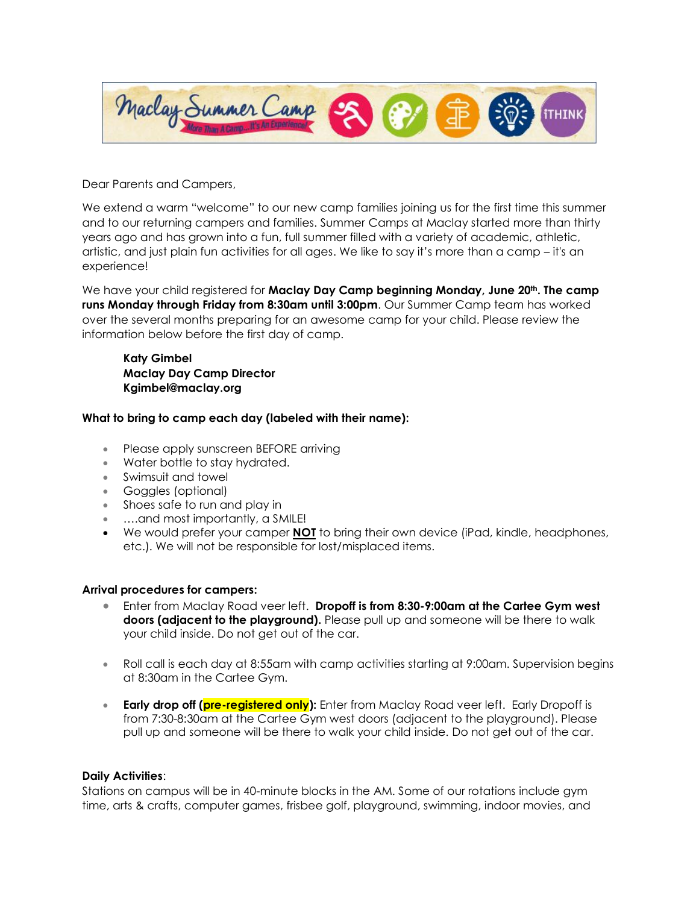Dear Parents and Campers,

We extend a warm "welcome" to our new camp families joining us for the first time this summer and to our returning campers and families. Summer Camps at Maclay started more than thirty years ago and has grown into a fun, full summer filled with a variety of academic, athletic, artistic, and just plain fun activities for all ages. We like to say it's more than a camp – it's an experience!

We have your child registered for **Maclay Day Camp beginning Monday, June 20th. The camp runs Monday through Friday from 8:30am until 3:00pm**. Our Summer Camp team has worked over the several months preparing for an awesome camp for your child. Please review the information below before the first day of camp.

> **Katy Gimbel**
> **Maclay Day Camp Director**
> **Kgimbel@maclay.org**

**What to bring to camp each day (labeled with their name):**

- Please apply sunscreen BEFORE arriving
- Water bottle to stay hydrated.
- Swimsuit and towel
- Goggles (optional)
- Shoes safe to run and play in
- ….and most importantly, a SMILE!
- We would prefer your camper **NOT** to bring their own device (iPad, kindle, headphones, etc.). We will not be responsible for lost/misplaced items.

**Arrival procedures for campers:**

- Enter from Maclay Road veer left. **Dropoff is from 8:30-9:00am at the Cartee Gym west doors (adjacent to the playground).** Please pull up and someone will be there to walk your child inside. Do not get out of the car.
- Roll call is each day at 8:55am with camp activities starting at 9:00am. Supervision begins at 8:30am in the Cartee Gym.
- **Early drop off (pre-registered only):** Enter from Maclay Road veer left. Early Dropoff is from 7:30-8:30am at the Cartee Gym west doors (adjacent to the playground). Please pull up and someone will be there to walk your child inside. Do not get out of the car.

**Daily Activities**:
Stations on campus will be in 40-minute blocks in the AM. Some of our rotations include gym time, arts & crafts, computer games, frisbee golf, playground, swimming, indoor movies, and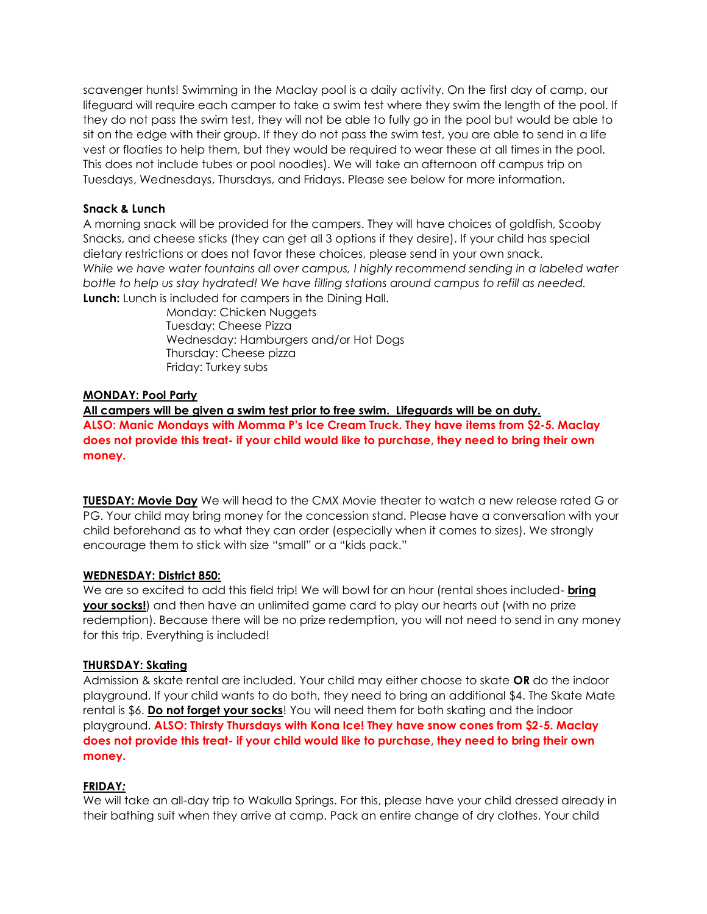scavenger hunts! Swimming in the Maclay pool is a daily activity. On the first day of camp, our lifeguard will require each camper to take a swim test where they swim the length of the pool. If they do not pass the swim test, they will not be able to fully go in the pool but would be able to sit on the edge with their group. If they do not pass the swim test, you are able to send in a life vest or floaties to help them, but they would be required to wear these at all times in the pool. This does not include tubes or pool noodles). We will take an afternoon off campus trip on Tuesdays, Wednesdays, Thursdays, and Fridays. Please see below for more information.

**Snack & Lunch**

A morning snack will be provided for the campers. They will have choices of goldfish, Scooby Snacks, and cheese sticks (they can get all 3 options if they desire). If your child has special dietary restrictions or does not favor these choices, please send in your own snack.

*While we have water fountains all over campus, I highly recommend sending in a labeled water bottle to help us stay hydrated! We have filling stations around campus to refill as needed.*

**Lunch:** Lunch is included for campers in the Dining Hall.

Monday: Chicken Nuggets
Tuesday: Cheese Pizza
Wednesday: Hamburgers and/or Hot Dogs
Thursday: Cheese pizza
Friday: Turkey subs

**MONDAY: Pool Party**

**All campers will be given a swim test prior to free swim. Lifeguards will be on duty.**

**ALSO: Manic Mondays with Momma P's Ice Cream Truck. They have items from $2-5. Maclay does not provide this treat- if your child would like to purchase, they need to bring their own money.**

**TUESDAY: Movie Day** We will head to the CMX Movie theater to watch a new release rated G or PG. Your child may bring money for the concession stand. Please have a conversation with your child beforehand as to what they can order (especially when it comes to sizes). We strongly encourage them to stick with size "small" or a "kids pack."

**WEDNESDAY: District 850:**

We are so excited to add this field trip! We will bowl for an hour (rental shoes included- **bring your socks!**) and then have an unlimited game card to play our hearts out (with no prize redemption). Because there will be no prize redemption, you will not need to send in any money for this trip. Everything is included!

**THURSDAY: Skating**

Admission & skate rental are included. Your child may either choose to skate **OR** do the indoor playground. If your child wants to do both, they need to bring an additional $4. The Skate Mate rental is $6. **Do not forget your socks**! You will need them for both skating and the indoor playground. **ALSO: Thirsty Thursdays with Kona Ice! They have snow cones from $2-5. Maclay does not provide this treat- if your child would like to purchase, they need to bring their own money.**

**FRIDAY:**

We will take an all-day trip to Wakulla Springs. For this, please have your child dressed already in their bathing suit when they arrive at camp. Pack an entire change of dry clothes. Your child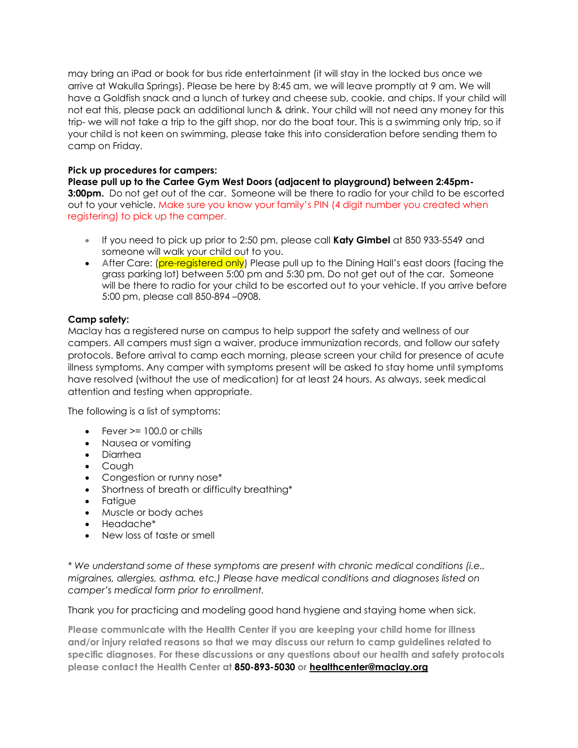may bring an iPad or book for bus ride entertainment (it will stay in the locked bus once we arrive at Wakulla Springs). Please be here by 8:45 am, we will leave promptly at 9 am. We will have a Goldfish snack and a lunch of turkey and cheese sub, cookie, and chips. If your child will not eat this, please pack an additional lunch & drink. Your child will not need any money for this trip- we will not take a trip to the gift shop, nor do the boat tour. This is a swimming only trip, so if your child is not keen on swimming, please take this into consideration before sending them to camp on Friday.

**Pick up procedures for campers:**
**Please pull up to the Cartee Gym West Doors (adjacent to playground) between 2:45pm-3:00pm.** Do not get out of the car. Someone will be there to radio for your child to be escorted out to your vehicle. Make sure you know your family's PIN (4 digit number you created when registering) to pick up the camper.

- If you need to pick up prior to 2:50 pm, please call **Katy Gimbel** at 850 933-5549 and someone will walk your child out to you.
- After Care: (pre-registered only) Please pull up to the Dining Hall's east doors (facing the grass parking lot) between 5:00 pm and 5:30 pm. Do not get out of the car. Someone will be there to radio for your child to be escorted out to your vehicle. If you arrive before 5:00 pm, please call 850-894 –0908.

**Camp safety:**
Maclay has a registered nurse on campus to help support the safety and wellness of our campers. All campers must sign a waiver, produce immunization records, and follow our safety protocols. Before arrival to camp each morning, please screen your child for presence of acute illness symptoms. Any camper with symptoms present will be asked to stay home until symptoms have resolved (without the use of medication) for at least 24 hours. As always, seek medical attention and testing when appropriate.

The following is a list of symptoms:

- Fever >= 100.0 or chills
- Nausea or vomiting
- Diarrhea
- Cough
- Congestion or runny nose*
- Shortness of breath or difficulty breathing*
- Fatigue
- Muscle or body aches
- Headache*
- New loss of taste or smell

*\* We understand some of these symptoms are present with chronic medical conditions (i.e., migraines, allergies, asthma, etc.) Please have medical conditions and diagnoses listed on camper's medical form prior to enrollment.*

Thank you for practicing and modeling good hand hygiene and staying home when sick.

**Please communicate with the Health Center if you are keeping your child home for illness and/or injury related reasons so that we may discuss our return to camp guidelines related to specific diagnoses. For these discussions or any questions about our health and safety protocols please contact the Health Center at 850-893-5030 or healthcenter@maclay.org**